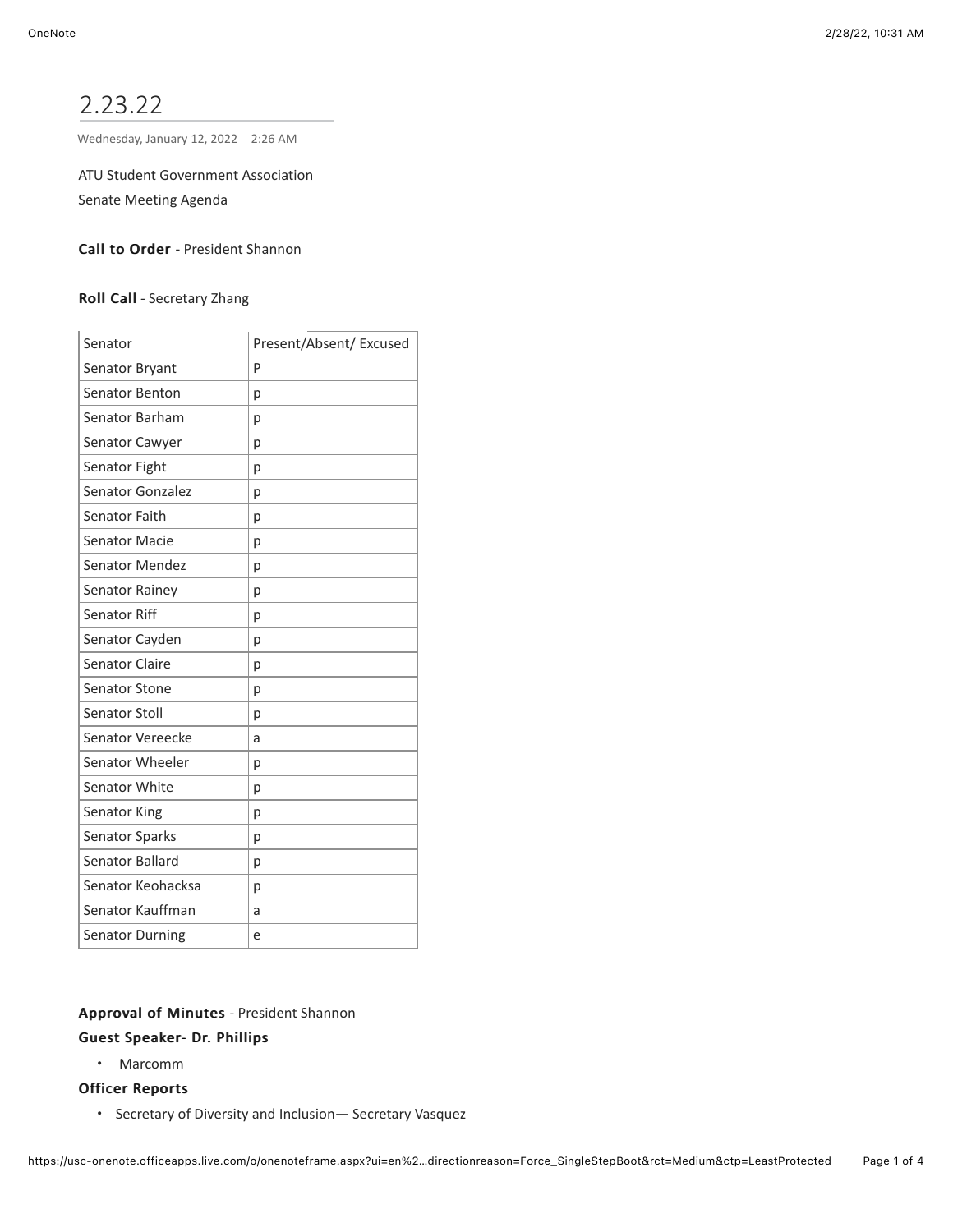# 2.23.22

Wednesday, January 12, 2022 2:26 AM

ATU Student Government Association
Senate Meeting Agenda

**Call to Order** - President Shannon

**Roll Call** - Secretary Zhang

| Senator | Present/Absent/ Excused |
|---|---|
| Senator Bryant | P |
| Senator Benton | p |
| Senator Barham | p |
| Senator Cawyer | p |
| Senator Fight | p |
| Senator Gonzalez | p |
| Senator Faith | p |
| Senator Macie | p |
| Senator Mendez | p |
| Senator Rainey | p |
| Senator Riff | p |
| Senator Cayden | p |
| Senator Claire | p |
| Senator Stone | p |
| Senator Stoll | p |
| Senator Vereecke | a |
| Senator Wheeler | p |
| Senator White | p |
| Senator King | p |
| Senator Sparks | p |
| Senator Ballard | p |
| Senator Keohacksa | p |
| Senator Kauffman | a |
| Senator Durning | e |

**Approval of Minutes** - President Shannon

**Guest Speaker- Dr. Phillips**

- Marcomm

**Officer Reports**

- Secretary of Diversity and Inclusion— Secretary Vasquez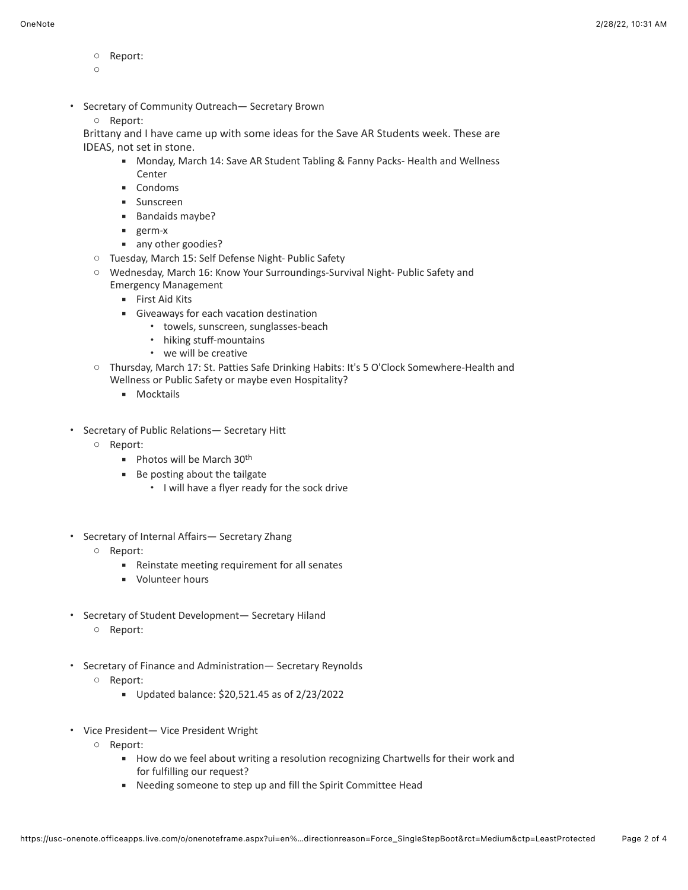- Report:
   - 

- Secretary of Community Outreach— Secretary Brown
   - Report:

  Brittany and I have came up with some ideas for the Save AR Students week. These are IDEAS, not set in stone.
      - Monday, March 14: Save AR Student Tabling & Fanny Packs- Health and Wellness Center
      - Condoms
      - Sunscreen
      - Bandaids maybe?
      - germ-x
      - any other goodies?
   - Tuesday, March 15: Self Defense Night- Public Safety
   - Wednesday, March 16: Know Your Surroundings-Survival Night- Public Safety and Emergency Management
      - First Aid Kits
      - Giveaways for each vacation destination
         - towels, sunscreen, sunglasses-beach
         - hiking stuff-mountains
         - we will be creative
   - Thursday, March 17: St. Patties Safe Drinking Habits: It's 5 O'Clock Somewhere-Health and Wellness or Public Safety or maybe even Hospitality?
      - Mocktails

- Secretary of Public Relations— Secretary Hitt
   - Report:
      - Photos will be March 30th
      - Be posting about the tailgate
         - I will have a flyer ready for the sock drive

- Secretary of Internal Affairs— Secretary Zhang
   - Report:
      - Reinstate meeting requirement for all senates
      - Volunteer hours

- Secretary of Student Development— Secretary Hiland
   - Report:

- Secretary of Finance and Administration— Secretary Reynolds
   - Report:
      - Updated balance: $20,521.45 as of 2/23/2022

- Vice President— Vice President Wright
   - Report:
      - How do we feel about writing a resolution recognizing Chartwells for their work and for fulfilling our request?
      - Needing someone to step up and fill the Spirit Committee Head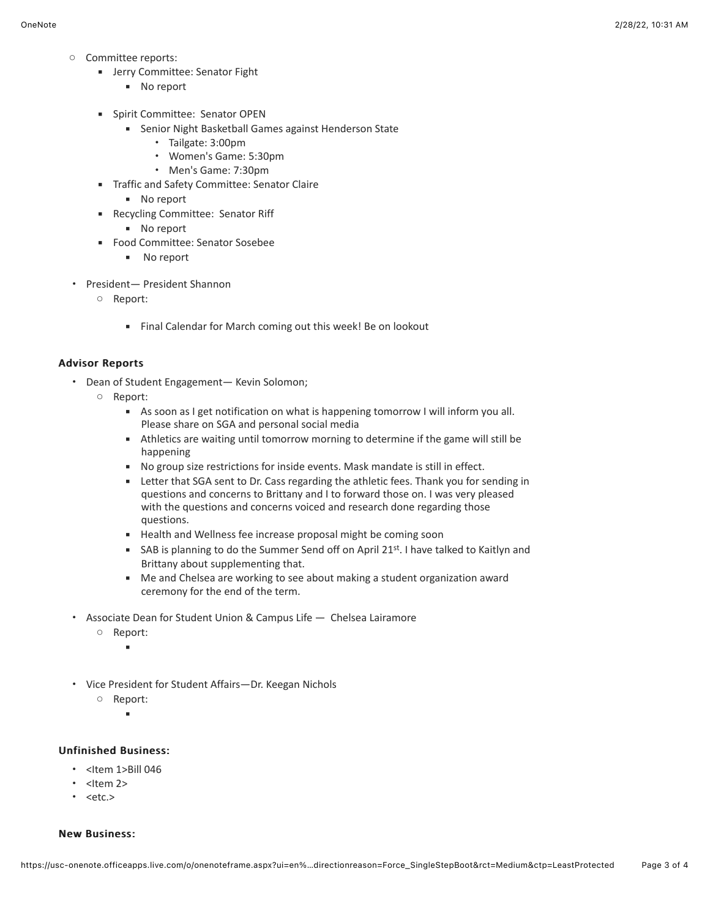- Committee reports:
  - Jerry Committee: Senator Fight
    - No report
  - Spirit Committee: Senator OPEN
    - Senior Night Basketball Games against Henderson State
      - Tailgate: 3:00pm
      - Women's Game: 5:30pm
      - Men's Game: 7:30pm
  - Traffic and Safety Committee: Senator Claire
    - No report
  - Recycling Committee: Senator Riff
    - No report
  - Food Committee: Senator Sosebee
    - No report

- President— President Shannon
  - Report:
    - Final Calendar for March coming out this week! Be on lookout

**Advisor Reports**

- Dean of Student Engagement— Kevin Solomon;
  - Report:
    - As soon as I get notification on what is happening tomorrow I will inform you all. Please share on SGA and personal social media
    - Athletics are waiting until tomorrow morning to determine if the game will still be happening
    - No group size restrictions for inside events. Mask mandate is still in effect.
    - Letter that SGA sent to Dr. Cass regarding the athletic fees. Thank you for sending in questions and concerns to Brittany and I to forward those on. I was very pleased with the questions and concerns voiced and research done regarding those questions.
    - Health and Wellness fee increase proposal might be coming soon
    - SAB is planning to do the Summer Send off on April 21st. I have talked to Kaitlyn and Brittany about supplementing that.
    - Me and Chelsea are working to see about making a student organization award ceremony for the end of the term.
- Associate Dean for Student Union & Campus Life — Chelsea Lairamore
  - Report:
    -
- Vice President for Student Affairs—Dr. Keegan Nichols
  - Report:
    -

**Unfinished Business:**

- <Item 1>Bill 046
- <Item 2>
- <etc.>

**New Business:**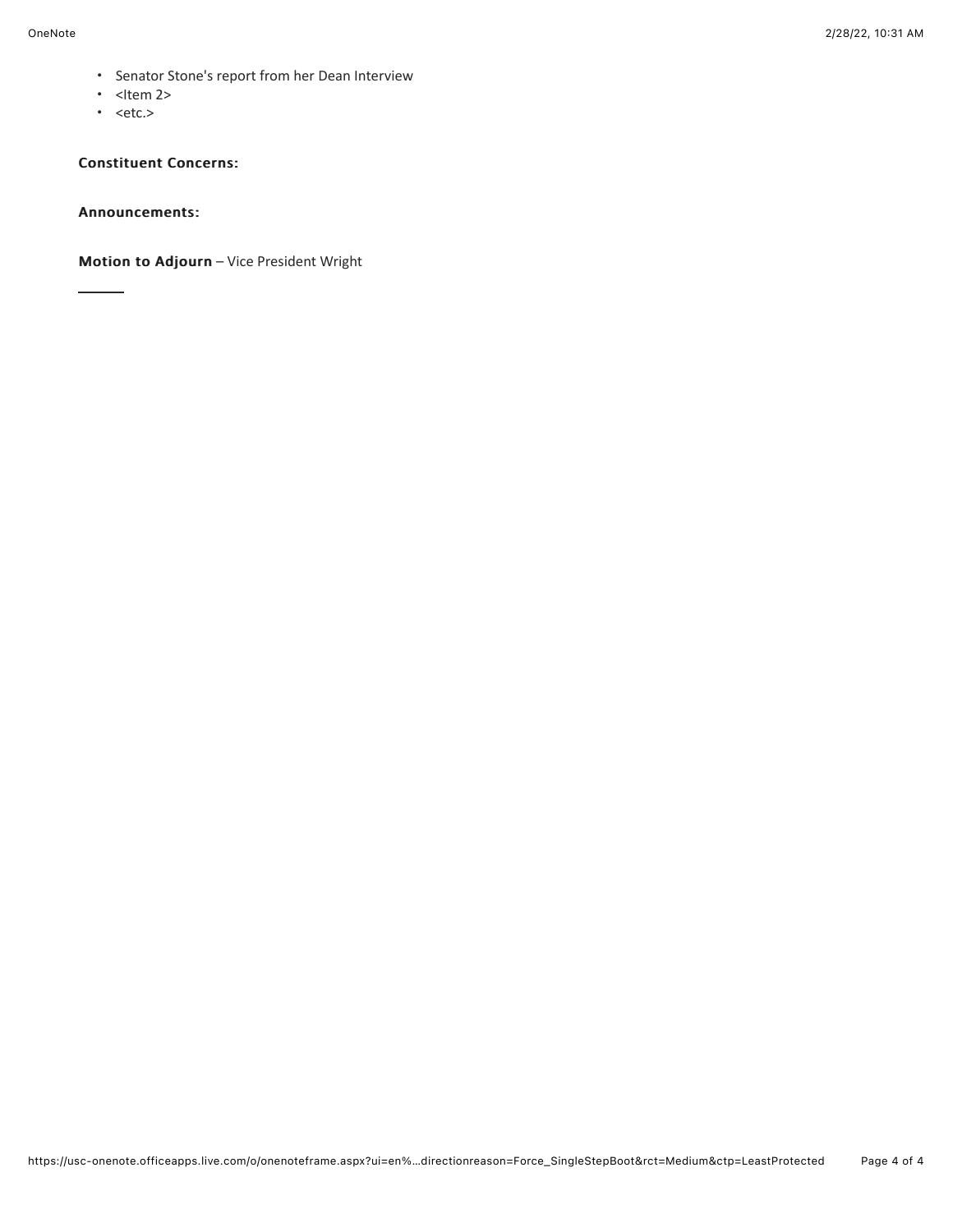- Senator Stone's report from her Dean Interview
- <Item 2>
- <etc.>

**Constituent Concerns:**

**Announcements:**

**Motion to Adjourn** – Vice President Wright